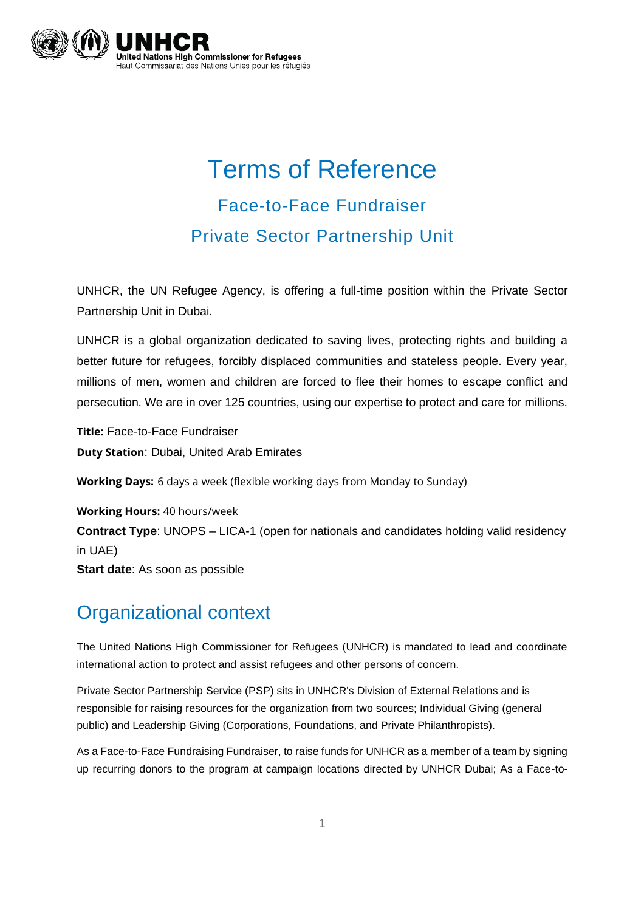# Terms of Reference

## Face-to-Face Fundraiser

## Private Sector Partnership Unit

UNHCR, the UN Refugee Agency, is offering a full-time position within the Private Sector Partnership Unit in Dubai.

UNHCR is a global organization dedicated to saving lives, protecting rights and building a better future for refugees, forcibly displaced communities and stateless people. Every year, millions of men, women and children are forced to flee their homes to escape conflict and persecution. We are in over 125 countries, using our expertise to protect and care for millions.

**Title:** Face-to-Face Fundraiser

**Duty Station**: Dubai, United Arab Emirates

**Working Days:** 6 days a week (flexible working days from Monday to Sunday)

**Working Hours:** 40 hours/week

**Contract Type**: UNOPS – LICA-1 (open for nationals and candidates holding valid residency in UAE)

**Start date**: As soon as possible

## Organizational context

The United Nations High Commissioner for Refugees (UNHCR) is mandated to lead and coordinate international action to protect and assist refugees and other persons of concern.

Private Sector Partnership Service (PSP) sits in UNHCR's Division of External Relations and is responsible for raising resources for the organization from two sources; Individual Giving (general public) and Leadership Giving (Corporations, Foundations, and Private Philanthropists).

As a Face-to-Face Fundraising Fundraiser, to raise funds for UNHCR as a member of a team by signing up recurring donors to the program at campaign locations directed by UNHCR Dubai; As a Face-to-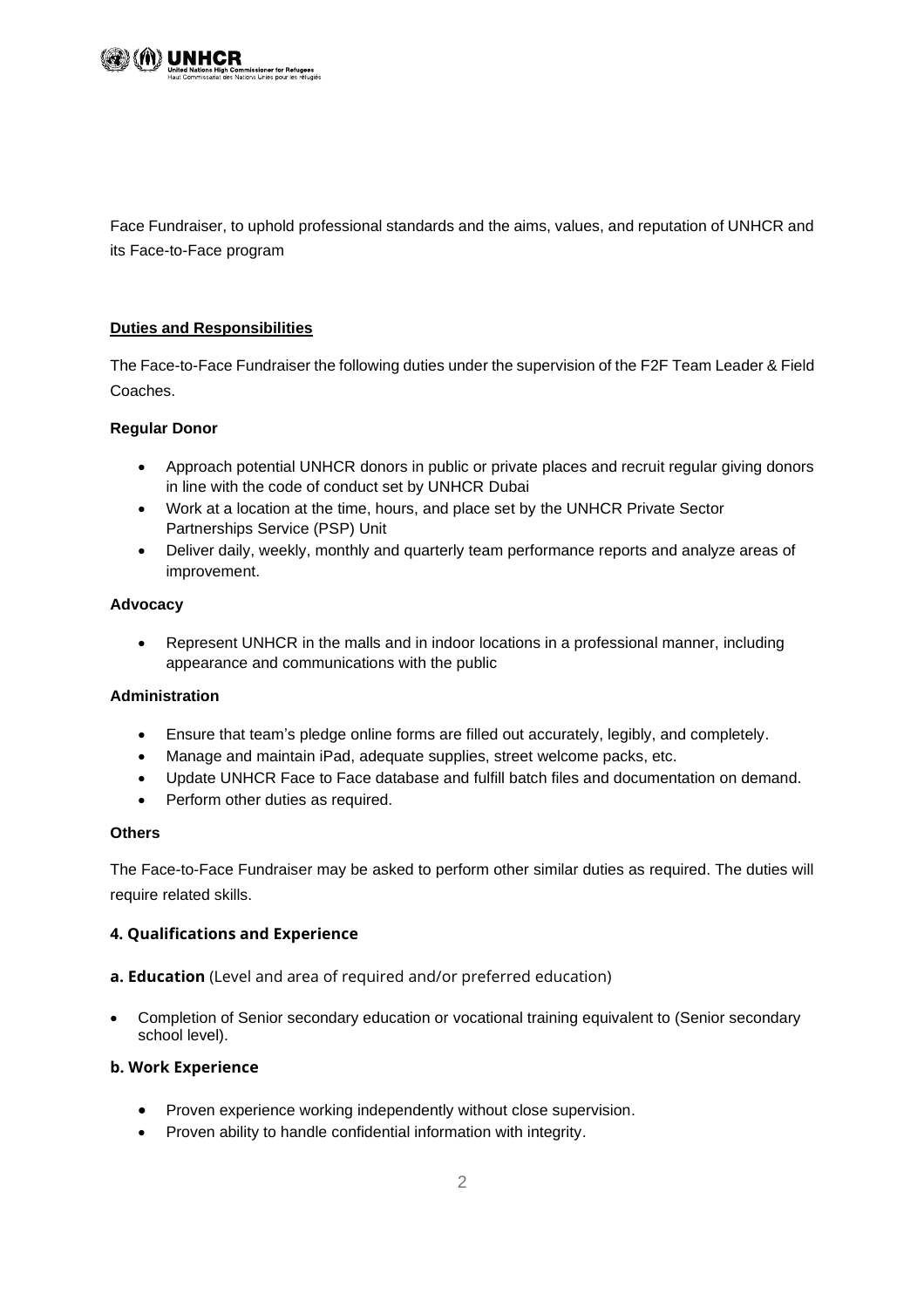Face Fundraiser, to uphold professional standards and the aims, values, and reputation of UNHCR and its Face-to-Face program

**Duties and Responsibilities**

The Face-to-Face Fundraiser the following duties under the supervision of the F2F Team Leader & Field Coaches.

**Regular Donor**

- Approach potential UNHCR donors in public or private places and recruit regular giving donors in line with the code of conduct set by UNHCR Dubai
- Work at a location at the time, hours, and place set by the UNHCR Private Sector Partnerships Service (PSP) Unit
- Deliver daily, weekly, monthly and quarterly team performance reports and analyze areas of improvement.

**Advocacy**

- Represent UNHCR in the malls and in indoor locations in a professional manner, including appearance and communications with the public

**Administration**

- Ensure that team's pledge online forms are filled out accurately, legibly, and completely.
- Manage and maintain iPad, adequate supplies, street welcome packs, etc.
- Update UNHCR Face to Face database and fulfill batch files and documentation on demand.
- Perform other duties as required.

**Others**

The Face-to-Face Fundraiser may be asked to perform other similar duties as required. The duties will require related skills.

### 4. Qualifications and Experience

**a. Education** (Level and area of required and/or preferred education)

- Completion of Senior secondary education or vocational training equivalent to (Senior secondary school level).

**b. Work Experience**

- Proven experience working independently without close supervision.
- Proven ability to handle confidential information with integrity.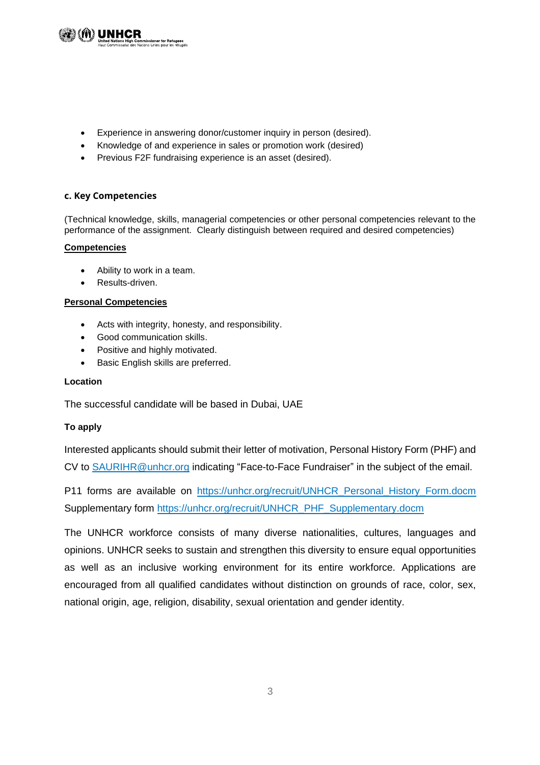- Experience in answering donor/customer inquiry in person (desired).
- Knowledge of and experience in sales or promotion work (desired)
- Previous F2F fundraising experience is an asset (desired).

**c. Key Competencies**

(Technical knowledge, skills, managerial competencies or other personal competencies relevant to the performance of the assignment. Clearly distinguish between required and desired competencies)

**Competencies**

- Ability to work in a team.
- Results-driven.

**Personal Competencies**

- Acts with integrity, honesty, and responsibility.
- Good communication skills.
- Positive and highly motivated.
- Basic English skills are preferred.

**Location**

The successful candidate will be based in Dubai, UAE

**To apply**

Interested applicants should submit their letter of motivation, Personal History Form (PHF) and CV to SAURIHR@unhcr.org indicating "Face-to-Face Fundraiser" in the subject of the email.

P11 forms are available on https://unhcr.org/recruit/UNHCR_Personal_History_Form.docm
Supplementary form https://unhcr.org/recruit/UNHCR_PHF_Supplementary.docm

The UNHCR workforce consists of many diverse nationalities, cultures, languages and opinions. UNHCR seeks to sustain and strengthen this diversity to ensure equal opportunities as well as an inclusive working environment for its entire workforce. Applications are encouraged from all qualified candidates without distinction on grounds of race, color, sex, national origin, age, religion, disability, sexual orientation and gender identity.